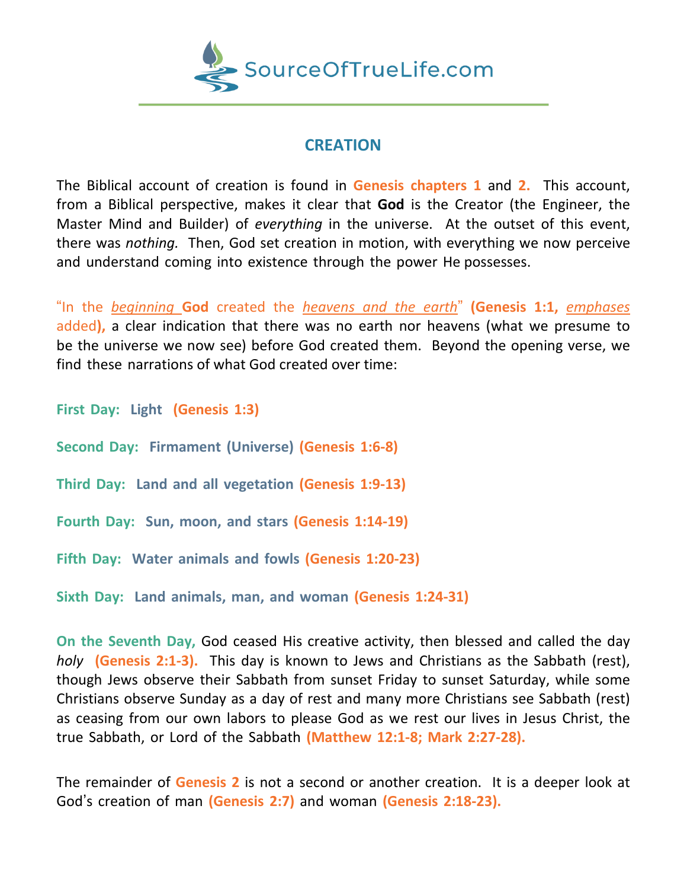SourceOfTrueLife.com

# CREATION

The Biblical account of creation is found in **Genesis chapters 1** and **2.** This account, from a Biblical perspective, makes it clear that **God** is the Creator (the Engineer, the Master Mind and Builder) of *everything* in the universe. At the outset of this event, there was *nothing.* Then, God set creation in motion, with everything we now perceive and understand coming into existence through the power He possesses.

"In the *beginning* **God** created the *heavens and the earth*" **(Genesis 1:1,** *emphases* added**),** a clear indication that there was no earth nor heavens (what we presume to be the universe we now see) before God created them. Beyond the opening verse, we find these narrations of what God created over time:

**First Day: Light (Genesis 1:3)**

**Second Day: Firmament (Universe) (Genesis 1:6-8)**

**Third Day: Land and all vegetation (Genesis 1:9-13)**

**Fourth Day: Sun, moon, and stars (Genesis 1:14-19)**

**Fifth Day: Water animals and fowls (Genesis 1:20-23)**

**Sixth Day: Land animals, man, and woman (Genesis 1:24-31)**

**On the Seventh Day,** God ceased His creative activity, then blessed and called the day *holy* **(Genesis 2:1-3).** This day is known to Jews and Christians as the Sabbath (rest), though Jews observe their Sabbath from sunset Friday to sunset Saturday, while some Christians observe Sunday as a day of rest and many more Christians see Sabbath (rest) as ceasing from our own labors to please God as we rest our lives in Jesus Christ, the true Sabbath, or Lord of the Sabbath **(Matthew 12:1-8; Mark 2:27-28).**

The remainder of **Genesis 2** is not a second or another creation. It is a deeper look at God's creation of man **(Genesis 2:7)** and woman **(Genesis 2:18-23).**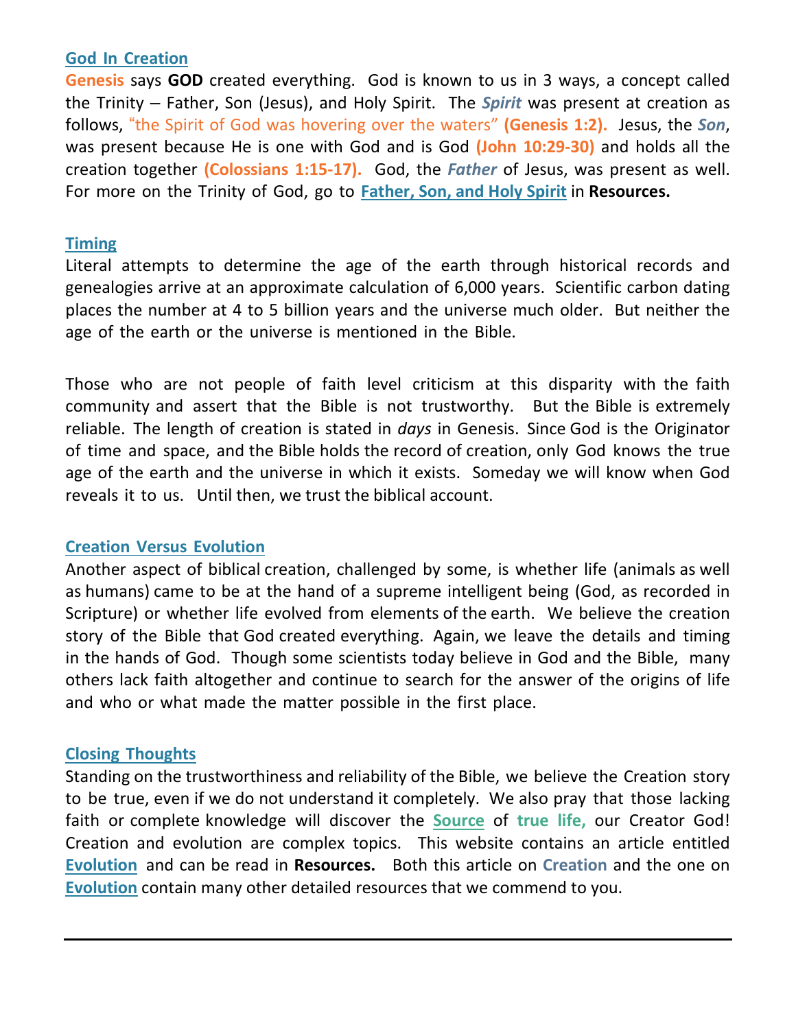## God In Creation

**Genesis** says **GOD** created everything. God is known to us in 3 ways, a concept called the Trinity – Father, Son (Jesus), and Holy Spirit. The ***Spirit*** was present at creation as follows, "the Spirit of God was hovering over the waters" **(Genesis 1:2).** Jesus, the ***Son***, was present because He is one with God and is God **(John 10:29-30)** and holds all the creation together **(Colossians 1:15-17).** God, the ***Father*** of Jesus, was present as well. For more on the Trinity of God, go to **Father, Son, and Holy Spirit** in **Resources.**

## Timing

Literal attempts to determine the age of the earth through historical records and genealogies arrive at an approximate calculation of 6,000 years. Scientific carbon dating places the number at 4 to 5 billion years and the universe much older. But neither the age of the earth or the universe is mentioned in the Bible.

Those who are not people of faith level criticism at this disparity with the faith community and assert that the Bible is not trustworthy. But the Bible is extremely reliable. The length of creation is stated in *days* in Genesis. Since God is the Originator of time and space, and the Bible holds the record of creation, only God knows the true age of the earth and the universe in which it exists. Someday we will know when God reveals it to us. Until then, we trust the biblical account.

## Creation Versus Evolution

Another aspect of biblical creation, challenged by some, is whether life (animals as well as humans) came to be at the hand of a supreme intelligent being (God, as recorded in Scripture) or whether life evolved from elements of the earth. We believe the creation story of the Bible that God created everything. Again, we leave the details and timing in the hands of God. Though some scientists today believe in God and the Bible, many others lack faith altogether and continue to search for the answer of the origins of life and who or what made the matter possible in the first place.

## Closing Thoughts

Standing on the trustworthiness and reliability of the Bible, we believe the Creation story to be true, even if we do not understand it completely. We also pray that those lacking faith or complete knowledge will discover the **Source** of **true life,** our Creator God! Creation and evolution are complex topics. This website contains an article entitled **Evolution** and can be read in **Resources.** Both this article on **Creation** and the one on **Evolution** contain many other detailed resources that we commend to you.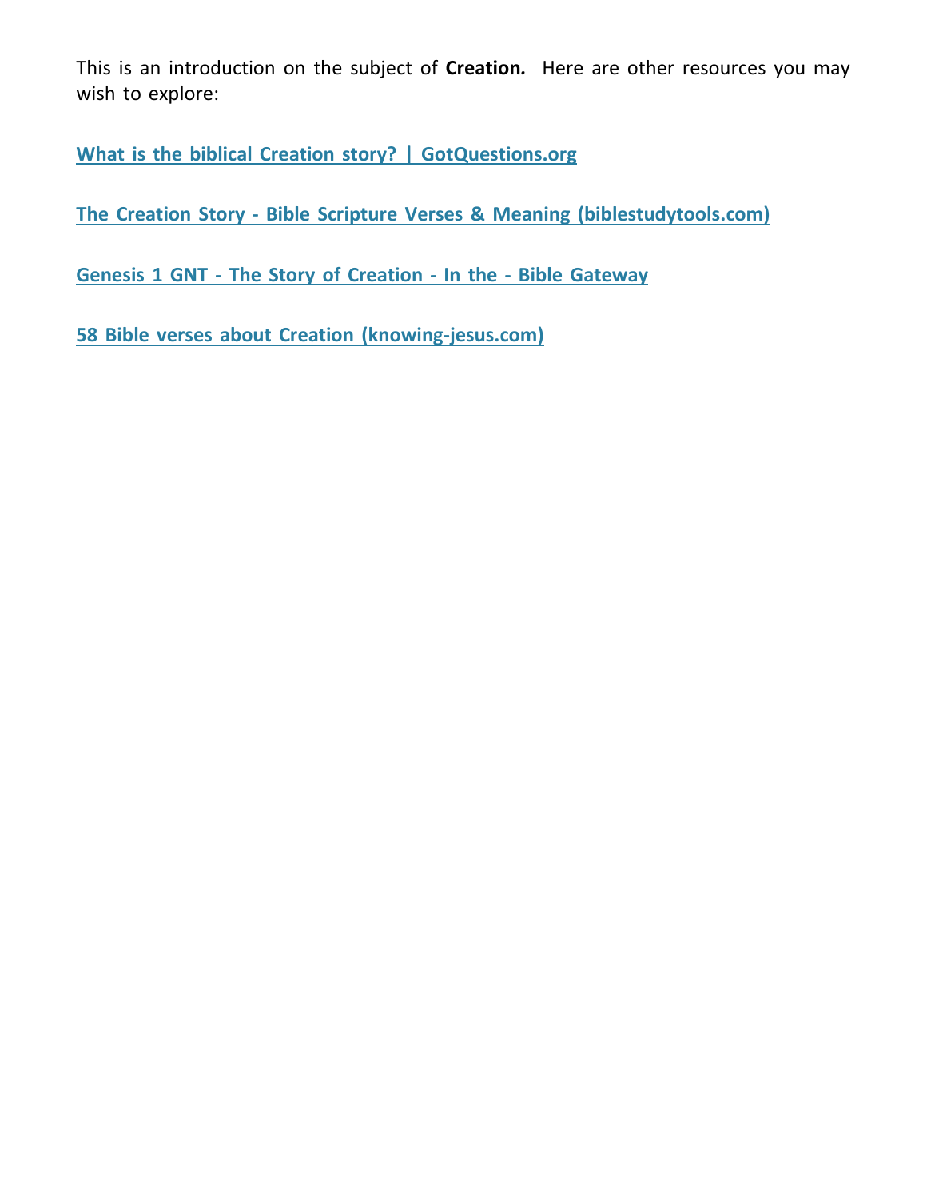This is an introduction on the subject of **Creation.** Here are other resources you may wish to explore:

**What is the biblical Creation story? | GotQuestions.org**

**The Creation Story - Bible Scripture Verses & Meaning (biblestudytools.com)**

**Genesis 1 GNT - The Story of Creation - In the - Bible Gateway**

**58 Bible verses about Creation (knowing-jesus.com)**